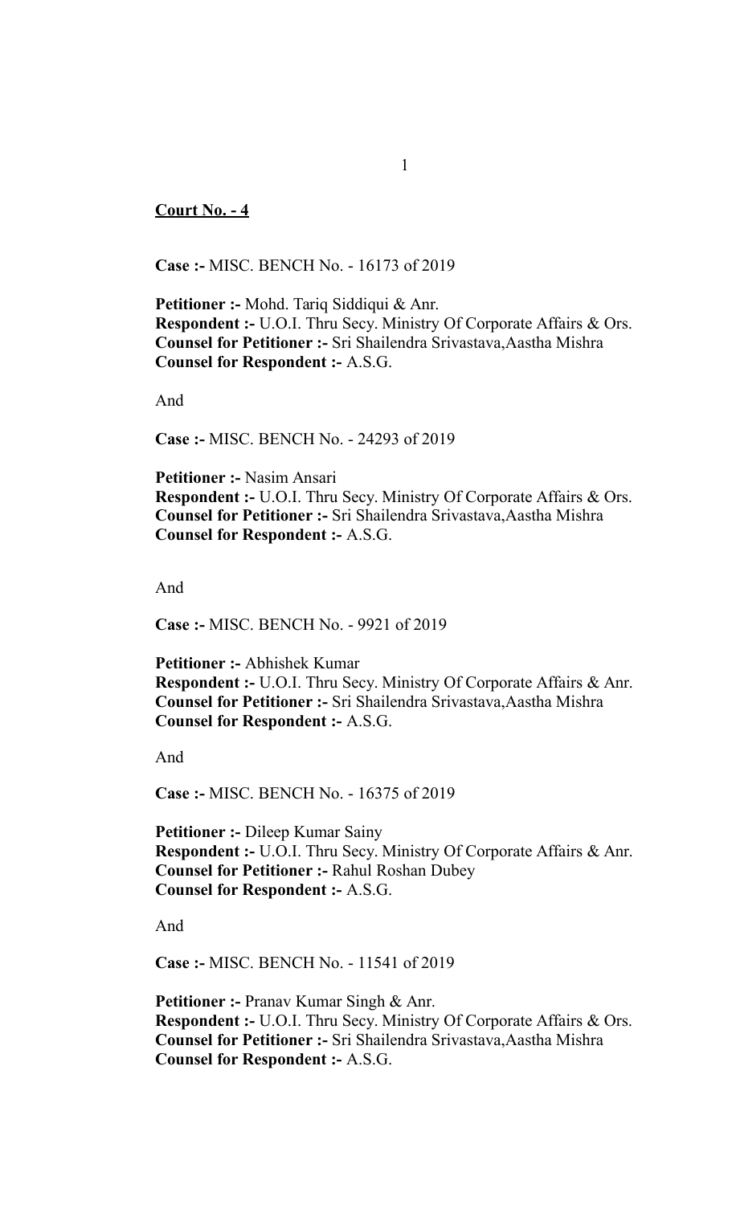**<u>Court No. - 4</u>**

**Case :-** MISC. BENCH No. - 16173 of 2019

**Petitioner :-** Mohd. Tariq Siddiqui & Anr.
**Respondent :-** U.O.I. Thru Secy. Ministry Of Corporate Affairs & Ors.
**Counsel for Petitioner :-** Sri Shailendra Srivastava,Aastha Mishra
**Counsel for Respondent :-** A.S.G.

And

**Case :-** MISC. BENCH No. - 24293 of 2019

**Petitioner :-** Nasim Ansari
**Respondent :-** U.O.I. Thru Secy. Ministry Of Corporate Affairs & Ors.
**Counsel for Petitioner :-** Sri Shailendra Srivastava,Aastha Mishra
**Counsel for Respondent :-** A.S.G.

And

**Case :-** MISC. BENCH No. - 9921 of 2019

**Petitioner :-** Abhishek Kumar
**Respondent :-** U.O.I. Thru Secy. Ministry Of Corporate Affairs & Anr.
**Counsel for Petitioner :-** Sri Shailendra Srivastava,Aastha Mishra
**Counsel for Respondent :-** A.S.G.

And

**Case :-** MISC. BENCH No. - 16375 of 2019

**Petitioner :-** Dileep Kumar Sainy
**Respondent :-** U.O.I. Thru Secy. Ministry Of Corporate Affairs & Anr.
**Counsel for Petitioner :-** Rahul Roshan Dubey
**Counsel for Respondent :-** A.S.G.

And

**Case :-** MISC. BENCH No. - 11541 of 2019

**Petitioner :-** Pranav Kumar Singh & Anr.
**Respondent :-** U.O.I. Thru Secy. Ministry Of Corporate Affairs & Ors.
**Counsel for Petitioner :-** Sri Shailendra Srivastava,Aastha Mishra
**Counsel for Respondent :-** A.S.G.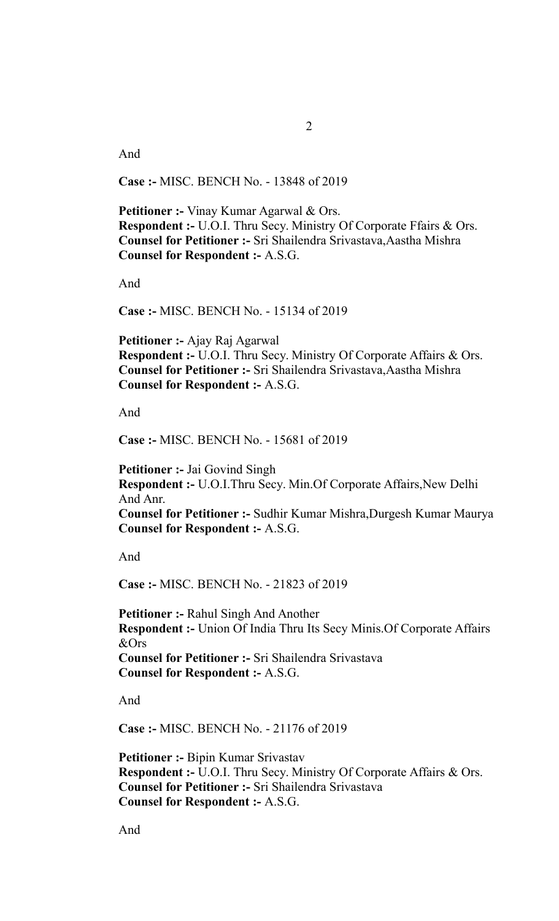And

**Case :-** MISC. BENCH No. - 13848 of 2019

**Petitioner :-** Vinay Kumar Agarwal & Ors.
**Respondent :-** U.O.I. Thru Secy. Ministry Of Corporate Ffairs & Ors.
**Counsel for Petitioner :-** Sri Shailendra Srivastava,Aastha Mishra
**Counsel for Respondent :-** A.S.G.

And

**Case :-** MISC. BENCH No. - 15134 of 2019

**Petitioner :-** Ajay Raj Agarwal
**Respondent :-** U.O.I. Thru Secy. Ministry Of Corporate Affairs & Ors.
**Counsel for Petitioner :-** Sri Shailendra Srivastava,Aastha Mishra
**Counsel for Respondent :-** A.S.G.

And

**Case :-** MISC. BENCH No. - 15681 of 2019

**Petitioner :-** Jai Govind Singh
**Respondent :-** U.O.I.Thru Secy. Min.Of Corporate Affairs,New Delhi And Anr.
**Counsel for Petitioner :-** Sudhir Kumar Mishra,Durgesh Kumar Maurya
**Counsel for Respondent :-** A.S.G.

And

**Case :-** MISC. BENCH No. - 21823 of 2019

**Petitioner :-** Rahul Singh And Another
**Respondent :-** Union Of India Thru Its Secy Minis.Of Corporate Affairs &Ors
**Counsel for Petitioner :-** Sri Shailendra Srivastava
**Counsel for Respondent :-** A.S.G.

And

**Case :-** MISC. BENCH No. - 21176 of 2019

**Petitioner :-** Bipin Kumar Srivastav
**Respondent :-** U.O.I. Thru Secy. Ministry Of Corporate Affairs & Ors.
**Counsel for Petitioner :-** Sri Shailendra Srivastava
**Counsel for Respondent :-** A.S.G.

And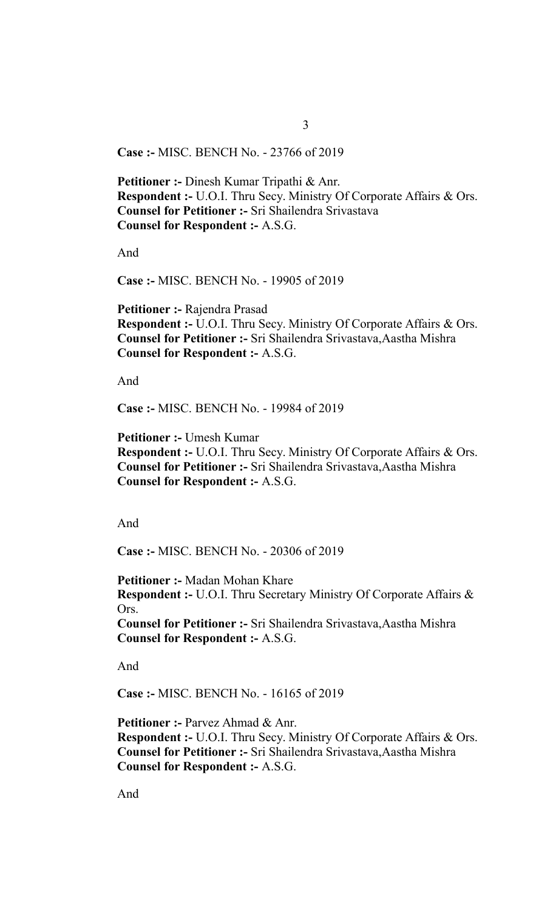**Case :-** MISC. BENCH No. - 23766 of 2019

**Petitioner :-** Dinesh Kumar Tripathi & Anr.
**Respondent :-** U.O.I. Thru Secy. Ministry Of Corporate Affairs & Ors.
**Counsel for Petitioner :-** Sri Shailendra Srivastava
**Counsel for Respondent :-** A.S.G.

And

**Case :-** MISC. BENCH No. - 19905 of 2019

**Petitioner :-** Rajendra Prasad
**Respondent :-** U.O.I. Thru Secy. Ministry Of Corporate Affairs & Ors.
**Counsel for Petitioner :-** Sri Shailendra Srivastava,Aastha Mishra
**Counsel for Respondent :-** A.S.G.

And

**Case :-** MISC. BENCH No. - 19984 of 2019

**Petitioner :-** Umesh Kumar
**Respondent :-** U.O.I. Thru Secy. Ministry Of Corporate Affairs & Ors.
**Counsel for Petitioner :-** Sri Shailendra Srivastava,Aastha Mishra
**Counsel for Respondent :-** A.S.G.

And

**Case :-** MISC. BENCH No. - 20306 of 2019

**Petitioner :-** Madan Mohan Khare
**Respondent :-** U.O.I. Thru Secretary Ministry Of Corporate Affairs & Ors.
**Counsel for Petitioner :-** Sri Shailendra Srivastava,Aastha Mishra
**Counsel for Respondent :-** A.S.G.

And

**Case :-** MISC. BENCH No. - 16165 of 2019

**Petitioner :-** Parvez Ahmad & Anr.
**Respondent :-** U.O.I. Thru Secy. Ministry Of Corporate Affairs & Ors.
**Counsel for Petitioner :-** Sri Shailendra Srivastava,Aastha Mishra
**Counsel for Respondent :-** A.S.G.

And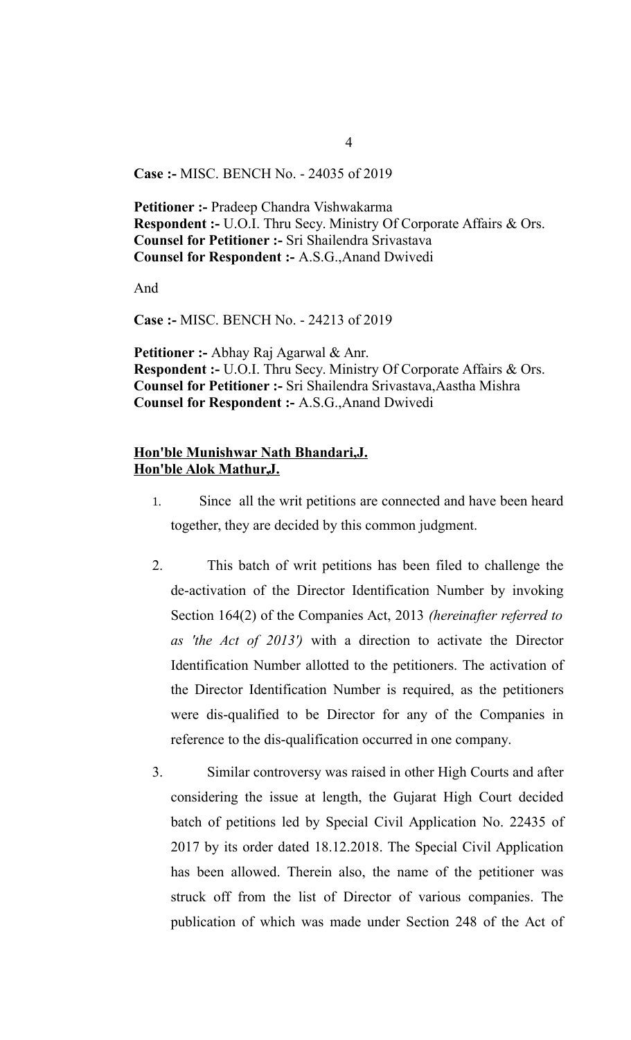**Case :-** MISC. BENCH No. - 24035 of 2019

**Petitioner :-** Pradeep Chandra Vishwakarma
**Respondent :-** U.O.I. Thru Secy. Ministry Of Corporate Affairs & Ors.
**Counsel for Petitioner :-** Sri Shailendra Srivastava
**Counsel for Respondent :-** A.S.G.,Anand Dwivedi

And

**Case :-** MISC. BENCH No. - 24213 of 2019

**Petitioner :-** Abhay Raj Agarwal & Anr.
**Respondent :-** U.O.I. Thru Secy. Ministry Of Corporate Affairs & Ors.
**Counsel for Petitioner :-** Sri Shailendra Srivastava,Aastha Mishra
**Counsel for Respondent :-** A.S.G.,Anand Dwivedi

**Hon'ble Munishwar Nath Bhandari,J.**
**Hon'ble Alok Mathur,J.**

1. Since all the writ petitions are connected and have been heard together, they are decided by this common judgment.

2. This batch of writ petitions has been filed to challenge the de-activation of the Director Identification Number by invoking Section 164(2) of the Companies Act, 2013 *(hereinafter referred to as 'the Act of 2013')* with a direction to activate the Director Identification Number allotted to the petitioners. The activation of the Director Identification Number is required, as the petitioners were dis-qualified to be Director for any of the Companies in reference to the dis-qualification occurred in one company.

3. Similar controversy was raised in other High Courts and after considering the issue at length, the Gujarat High Court decided batch of petitions led by Special Civil Application No. 22435 of 2017 by its order dated 18.12.2018. The Special Civil Application has been allowed. Therein also, the name of the petitioner was struck off from the list of Director of various companies. The publication of which was made under Section 248 of the Act of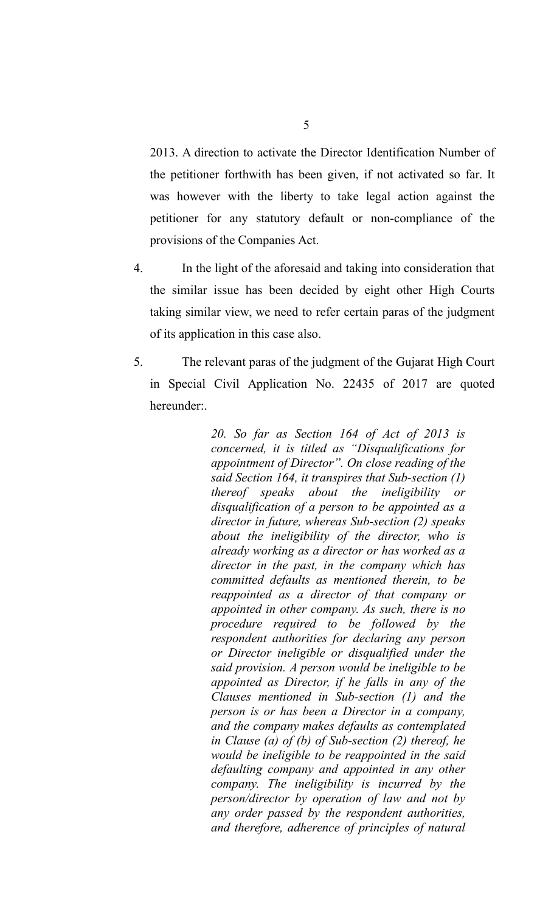2013. A direction to activate the Director Identification Number of the petitioner forthwith has been given, if not activated so far. It was however with the liberty to take legal action against the petitioner for any statutory default or non-compliance of the provisions of the Companies Act.

4. In the light of the aforesaid and taking into consideration that the similar issue has been decided by eight other High Courts taking similar view, we need to refer certain paras of the judgment of its application in this case also.

5. The relevant paras of the judgment of the Gujarat High Court in Special Civil Application No. 22435 of 2017 are quoted hereunder:.

> *20. So far as Section 164 of Act of 2013 is concerned, it is titled as "Disqualifications for appointment of Director". On close reading of the said Section 164, it transpires that Sub-section (1) thereof speaks about the ineligibility or disqualification of a person to be appointed as a director in future, whereas Sub-section (2) speaks about the ineligibility of the director, who is already working as a director or has worked as a director in the past, in the company which has committed defaults as mentioned therein, to be reappointed as a director of that company or appointed in other company. As such, there is no procedure required to be followed by the respondent authorities for declaring any person or Director ineligible or disqualified under the said provision. A person would be ineligible to be appointed as Director, if he falls in any of the Clauses mentioned in Sub-section (1) and the person is or has been a Director in a company, and the company makes defaults as contemplated in Clause (a) of (b) of Sub-section (2) thereof, he would be ineligible to be reappointed in the said defaulting company and appointed in any other company. The ineligibility is incurred by the person/director by operation of law and not by any order passed by the respondent authorities, and therefore, adherence of principles of natural*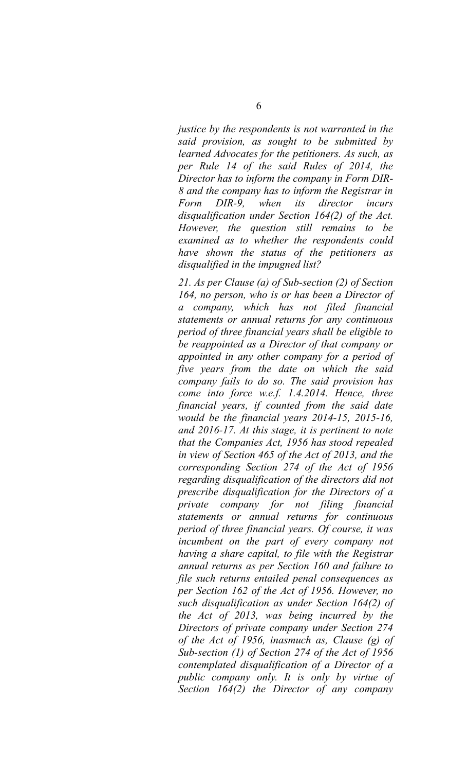*justice by the respondents is not warranted in the said provision, as sought to be submitted by learned Advocates for the petitioners. As such, as per Rule 14 of the said Rules of 2014, the Director has to inform the company in Form DIR-8 and the company has to inform the Registrar in Form DIR-9, when its director incurs disqualification under Section 164(2) of the Act. However, the question still remains to be examined as to whether the respondents could have shown the status of the petitioners as disqualified in the impugned list?*

*21. As per Clause (a) of Sub-section (2) of Section 164, no person, who is or has been a Director of a company, which has not filed financial statements or annual returns for any continuous period of three financial years shall be eligible to be reappointed as a Director of that company or appointed in any other company for a period of five years from the date on which the said company fails to do so. The said provision has come into force w.e.f. 1.4.2014. Hence, three financial years, if counted from the said date would be the financial years 2014-15, 2015-16, and 2016-17. At this stage, it is pertinent to note that the Companies Act, 1956 has stood repealed in view of Section 465 of the Act of 2013, and the corresponding Section 274 of the Act of 1956 regarding disqualification of the directors did not prescribe disqualification for the Directors of a private company for not filing financial statements or annual returns for continuous period of three financial years. Of course, it was incumbent on the part of every company not having a share capital, to file with the Registrar annual returns as per Section 160 and failure to file such returns entailed penal consequences as per Section 162 of the Act of 1956. However, no such disqualification as under Section 164(2) of the Act of 2013, was being incurred by the Directors of private company under Section 274 of the Act of 1956, inasmuch as, Clause (g) of Sub-section (1) of Section 274 of the Act of 1956 contemplated disqualification of a Director of a public company only. It is only by virtue of Section 164(2) the Director of any company*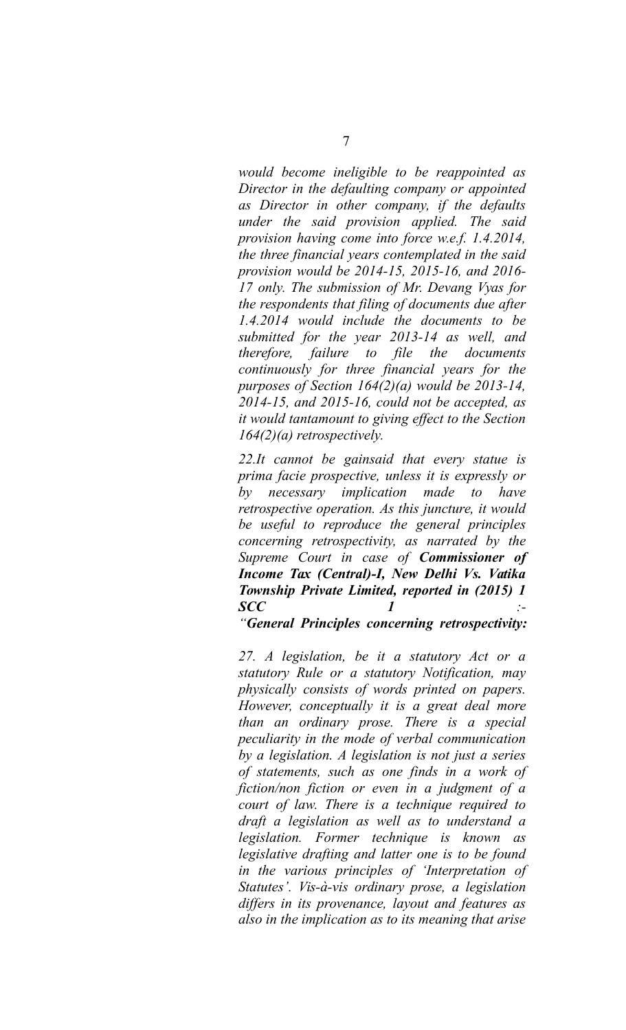*would become ineligible to be reappointed as Director in the defaulting company or appointed as Director in other company, if the defaults under the said provision applied. The said provision having come into force w.e.f. 1.4.2014, the three financial years contemplated in the said provision would be 2014-15, 2015-16, and 2016-17 only. The submission of Mr. Devang Vyas for the respondents that filing of documents due after 1.4.2014 would include the documents to be submitted for the year 2013-14 as well, and therefore, failure to file the documents continuously for three financial years for the purposes of Section 164(2)(a) would be 2013-14, 2014-15, and 2015-16, could not be accepted, as it would tantamount to giving effect to the Section 164(2)(a) retrospectively.*

*22.It cannot be gainsaid that every statue is prima facie prospective, unless it is expressly or by necessary implication made to have retrospective operation. As this juncture, it would be useful to reproduce the general principles concerning retrospectivity, as narrated by the Supreme Court in case of **Commissioner of Income Tax (Central)-I, New Delhi Vs. Vatika Township Private Limited, reported in (2015) 1 SCC 1** :-*

*"**General Principles concerning retrospectivity:***

*27. A legislation, be it a statutory Act or a statutory Rule or a statutory Notification, may physically consists of words printed on papers. However, conceptually it is a great deal more than an ordinary prose. There is a special peculiarity in the mode of verbal communication by a legislation. A legislation is not just a series of statements, such as one finds in a work of fiction/non fiction or even in a judgment of a court of law. There is a technique required to draft a legislation as well as to understand a legislation. Former technique is known as legislative drafting and latter one is to be found in the various principles of 'Interpretation of Statutes'. Vis-à-vis ordinary prose, a legislation differs in its provenance, layout and features as also in the implication as to its meaning that arise*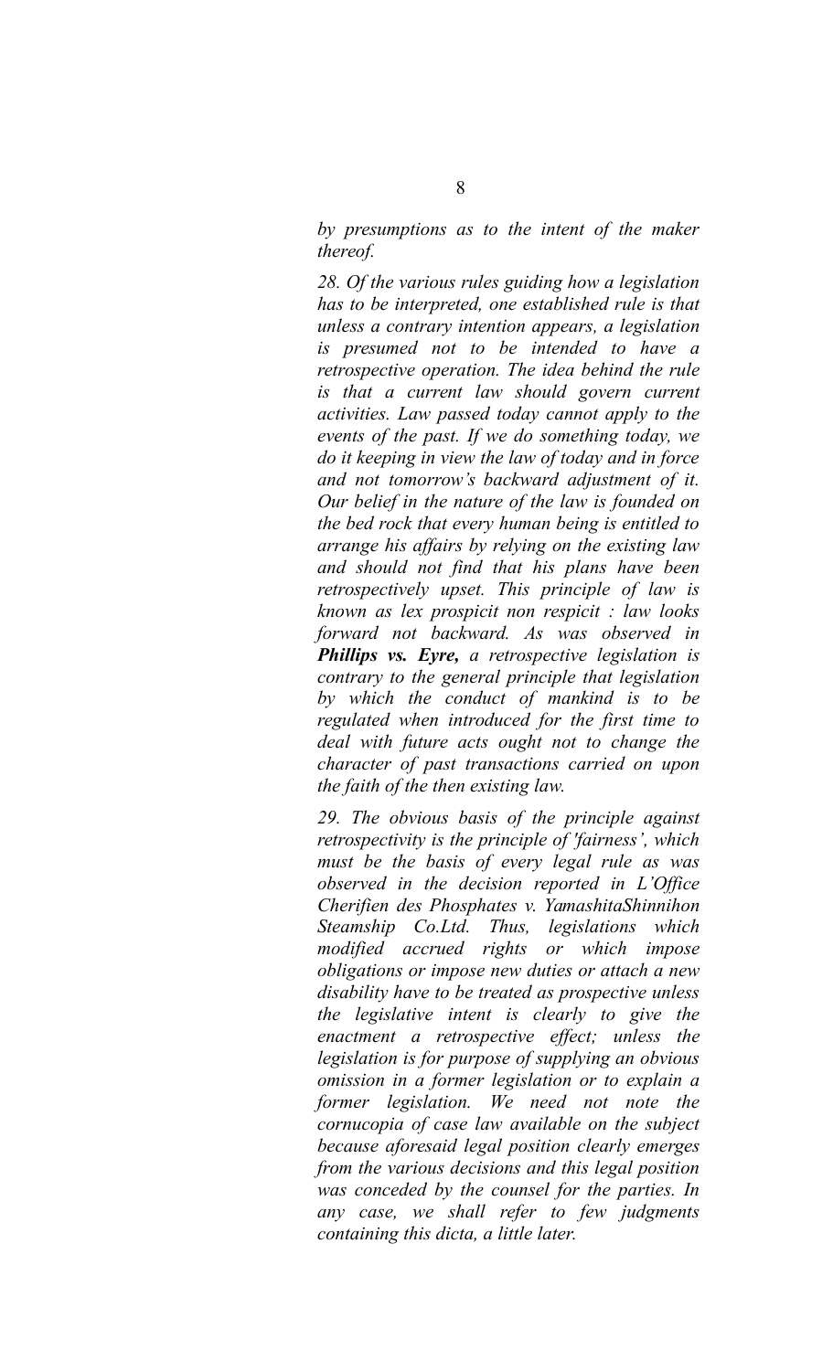*by presumptions as to the intent of the maker thereof.*

*28. Of the various rules guiding how a legislation has to be interpreted, one established rule is that unless a contrary intention appears, a legislation is presumed not to be intended to have a retrospective operation. The idea behind the rule is that a current law should govern current activities. Law passed today cannot apply to the events of the past. If we do something today, we do it keeping in view the law of today and in force and not tomorrow's backward adjustment of it. Our belief in the nature of the law is founded on the bed rock that every human being is entitled to arrange his affairs by relying on the existing law and should not find that his plans have been retrospectively upset. This principle of law is known as lex prospicit non respicit : law looks forward not backward. As was observed in* ***Phillips vs. Eyre,*** *a retrospective legislation is contrary to the general principle that legislation by which the conduct of mankind is to be regulated when introduced for the first time to deal with future acts ought not to change the character of past transactions carried on upon the faith of the then existing law.*

*29. The obvious basis of the principle against retrospectivity is the principle of 'fairness', which must be the basis of every legal rule as was observed in the decision reported in L'Office Cherifien des Phosphates v. YamashitaShinnihon Steamship Co.Ltd. Thus, legislations which modified accrued rights or which impose obligations or impose new duties or attach a new disability have to be treated as prospective unless the legislative intent is clearly to give the enactment a retrospective effect; unless the legislation is for purpose of supplying an obvious omission in a former legislation or to explain a former legislation. We need not note the cornucopia of case law available on the subject because aforesaid legal position clearly emerges from the various decisions and this legal position was conceded by the counsel for the parties. In any case, we shall refer to few judgments containing this dicta, a little later.*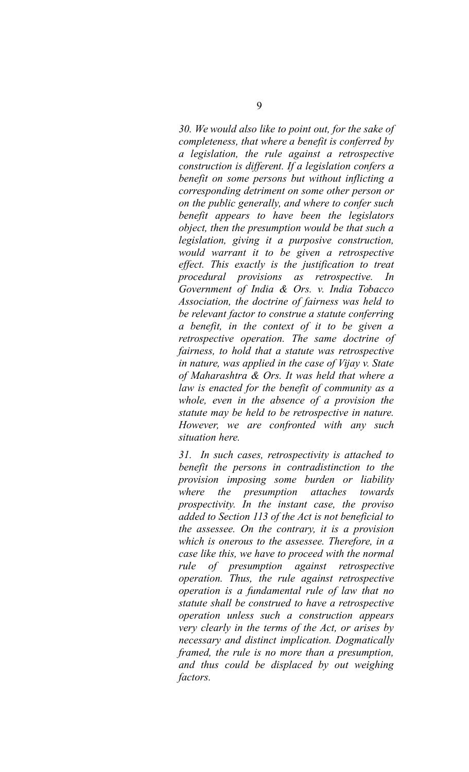*30. We would also like to point out, for the sake of completeness, that where a benefit is conferred by a legislation, the rule against a retrospective construction is different. If a legislation confers a benefit on some persons but without inflicting a corresponding detriment on some other person or on the public generally, and where to confer such benefit appears to have been the legislators object, then the presumption would be that such a legislation, giving it a purposive construction, would warrant it to be given a retrospective effect. This exactly is the justification to treat procedural provisions as retrospective. In Government of India & Ors. v. India Tobacco Association, the doctrine of fairness was held to be relevant factor to construe a statute conferring a benefit, in the context of it to be given a retrospective operation. The same doctrine of fairness, to hold that a statute was retrospective in nature, was applied in the case of Vijay v. State of Maharashtra & Ors. It was held that where a law is enacted for the benefit of community as a whole, even in the absence of a provision the statute may be held to be retrospective in nature. However, we are confronted with any such situation here.*

*31. In such cases, retrospectivity is attached to benefit the persons in contradistinction to the provision imposing some burden or liability where the presumption attaches towards prospectivity. In the instant case, the proviso added to Section 113 of the Act is not beneficial to the assessee. On the contrary, it is a provision which is onerous to the assessee. Therefore, in a case like this, we have to proceed with the normal rule of presumption against retrospective operation. Thus, the rule against retrospective operation is a fundamental rule of law that no statute shall be construed to have a retrospective operation unless such a construction appears very clearly in the terms of the Act, or arises by necessary and distinct implication. Dogmatically framed, the rule is no more than a presumption, and thus could be displaced by out weighing factors.*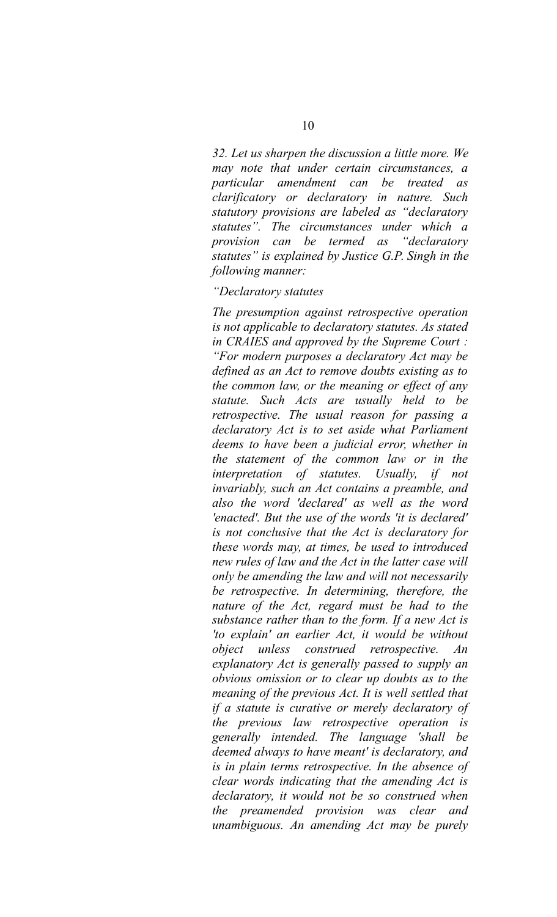*32. Let us sharpen the discussion a little more. We may note that under certain circumstances, a particular amendment can be treated as clarificatory or declaratory in nature. Such statutory provisions are labeled as "declaratory statutes". The circumstances under which a provision can be termed as "declaratory statutes" is explained by Justice G.P. Singh in the following manner:*

*"Declaratory statutes*

*The presumption against retrospective operation is not applicable to declaratory statutes. As stated in CRAIES and approved by the Supreme Court : "For modern purposes a declaratory Act may be defined as an Act to remove doubts existing as to the common law, or the meaning or effect of any statute. Such Acts are usually held to be retrospective. The usual reason for passing a declaratory Act is to set aside what Parliament deems to have been a judicial error, whether in the statement of the common law or in the interpretation of statutes. Usually, if not invariably, such an Act contains a preamble, and also the word 'declared' as well as the word 'enacted'. But the use of the words 'it is declared' is not conclusive that the Act is declaratory for these words may, at times, be used to introduced new rules of law and the Act in the latter case will only be amending the law and will not necessarily be retrospective. In determining, therefore, the nature of the Act, regard must be had to the substance rather than to the form. If a new Act is 'to explain' an earlier Act, it would be without object unless construed retrospective. An explanatory Act is generally passed to supply an obvious omission or to clear up doubts as to the meaning of the previous Act. It is well settled that if a statute is curative or merely declaratory of the previous law retrospective operation is generally intended. The language 'shall be deemed always to have meant' is declaratory, and is in plain terms retrospective. In the absence of clear words indicating that the amending Act is declaratory, it would not be so construed when the preamended provision was clear and unambiguous. An amending Act may be purely*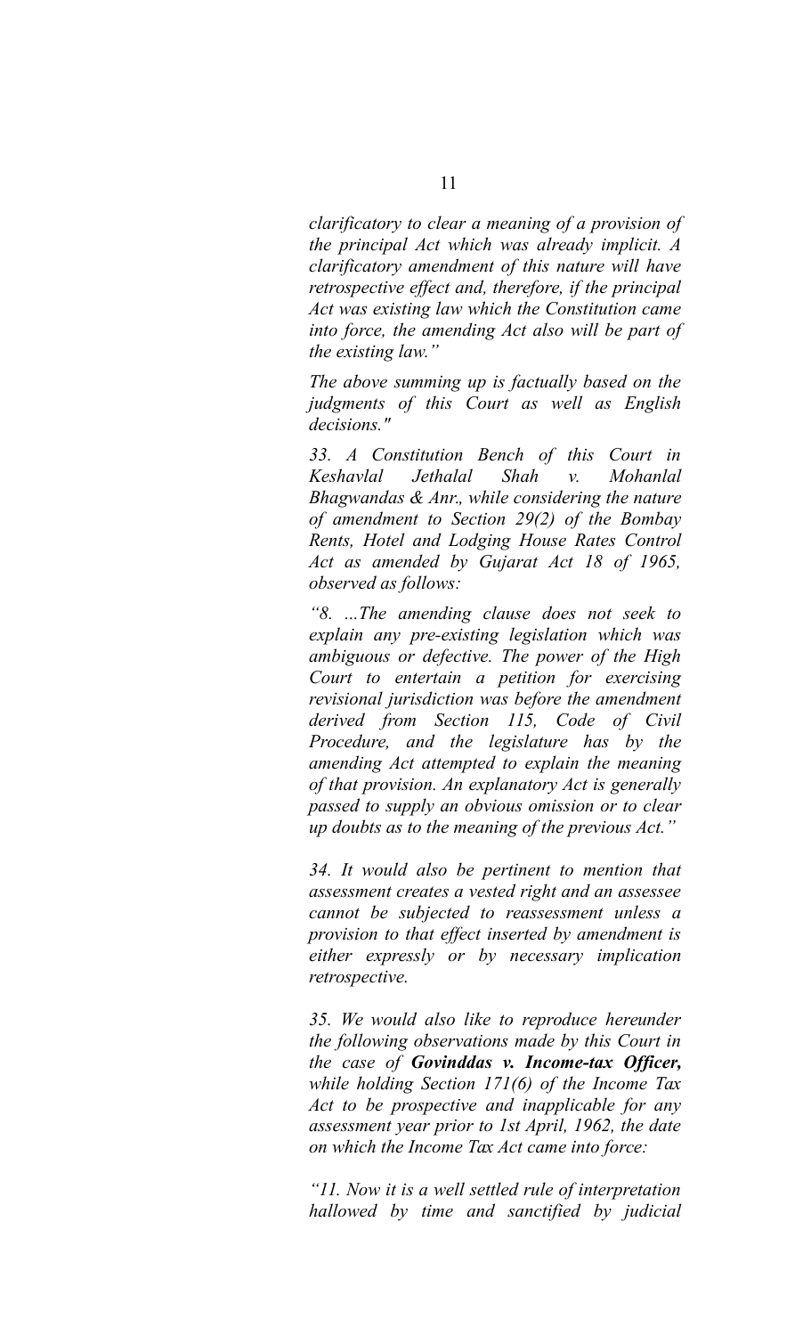*clarificatory to clear a meaning of a provision of the principal Act which was already implicit. A clarificatory amendment of this nature will have retrospective effect and, therefore, if the principal Act was existing law which the Constitution came into force, the amending Act also will be part of the existing law."*

*The above summing up is factually based on the judgments of this Court as well as English decisions."*

*33. A Constitution Bench of this Court in Keshavlal Jethalal Shah v. Mohanlal Bhagwandas & Anr., while considering the nature of amendment to Section 29(2) of the Bombay Rents, Hotel and Lodging House Rates Control Act as amended by Gujarat Act 18 of 1965, observed as follows:*

*"8. ...The amending clause does not seek to explain any pre-existing legislation which was ambiguous or defective. The power of the High Court to entertain a petition for exercising revisional jurisdiction was before the amendment derived from Section 115, Code of Civil Procedure, and the legislature has by the amending Act attempted to explain the meaning of that provision. An explanatory Act is generally passed to supply an obvious omission or to clear up doubts as to the meaning of the previous Act."*

*34. It would also be pertinent to mention that assessment creates a vested right and an assessee cannot be subjected to reassessment unless a provision to that effect inserted by amendment is either expressly or by necessary implication retrospective.*

*35. We would also like to reproduce hereunder the following observations made by this Court in the case of* ***Govinddas v. Income-tax Officer,*** *while holding Section 171(6) of the Income Tax Act to be prospective and inapplicable for any assessment year prior to 1st April, 1962, the date on which the Income Tax Act came into force:*

*"11. Now it is a well settled rule of interpretation hallowed by time and sanctified by judicial*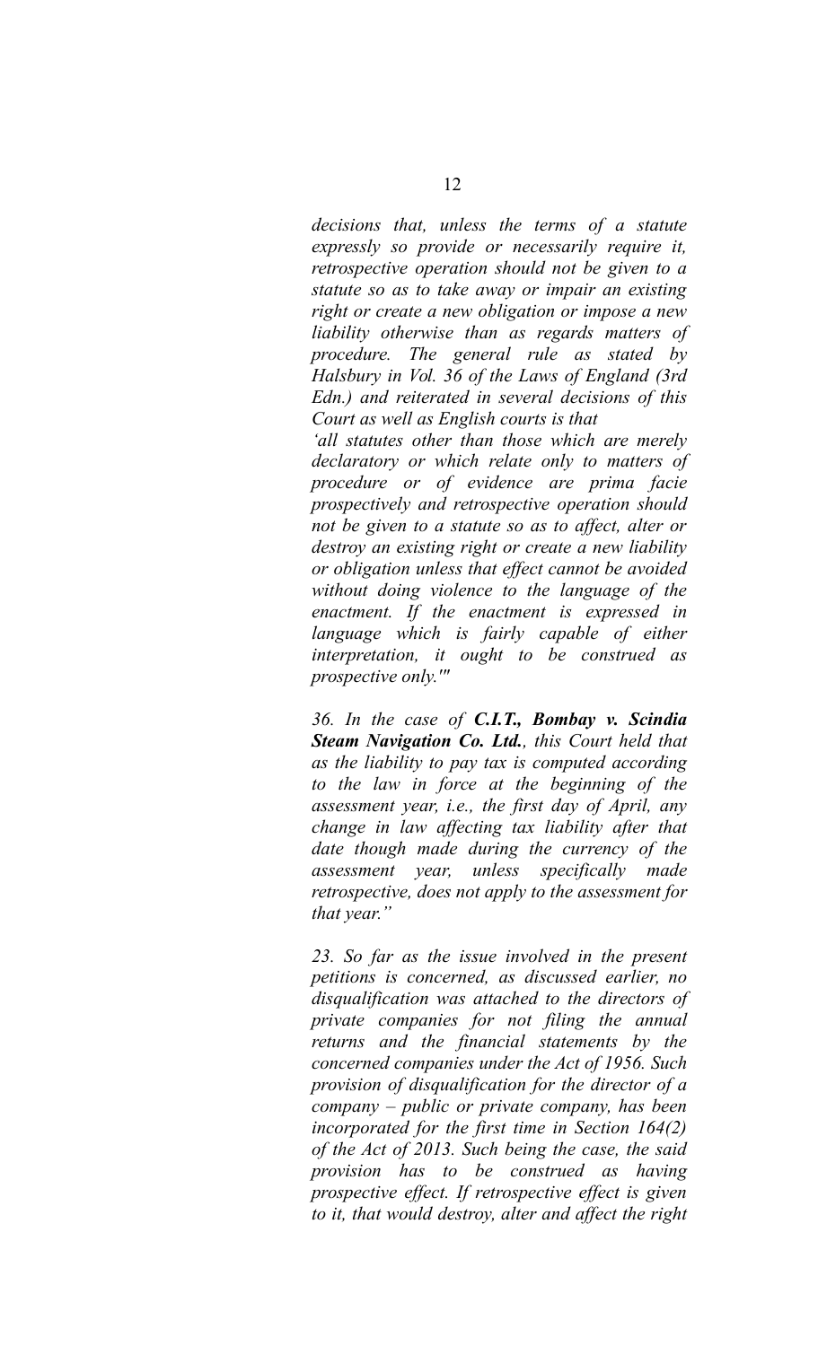*decisions that, unless the terms of a statute expressly so provide or necessarily require it, retrospective operation should not be given to a statute so as to take away or impair an existing right or create a new obligation or impose a new liability otherwise than as regards matters of procedure. The general rule as stated by Halsbury in Vol. 36 of the Laws of England (3rd Edn.) and reiterated in several decisions of this Court as well as English courts is that*

*'all statutes other than those which are merely declaratory or which relate only to matters of procedure or of evidence are prima facie prospectively and retrospective operation should not be given to a statute so as to affect, alter or destroy an existing right or create a new liability or obligation unless that effect cannot be avoided without doing violence to the language of the enactment. If the enactment is expressed in language which is fairly capable of either interpretation, it ought to be construed as prospective only.'"*

*36. In the case of **C.I.T., Bombay v. Scindia Steam Navigation Co. Ltd.**, this Court held that as the liability to pay tax is computed according to the law in force at the beginning of the assessment year, i.e., the first day of April, any change in law affecting tax liability after that date though made during the currency of the assessment year, unless specifically made retrospective, does not apply to the assessment for that year."*

*23. So far as the issue involved in the present petitions is concerned, as discussed earlier, no disqualification was attached to the directors of private companies for not filing the annual returns and the financial statements by the concerned companies under the Act of 1956. Such provision of disqualification for the director of a company – public or private company, has been incorporated for the first time in Section 164(2) of the Act of 2013. Such being the case, the said provision has to be construed as having prospective effect. If retrospective effect is given to it, that would destroy, alter and affect the right*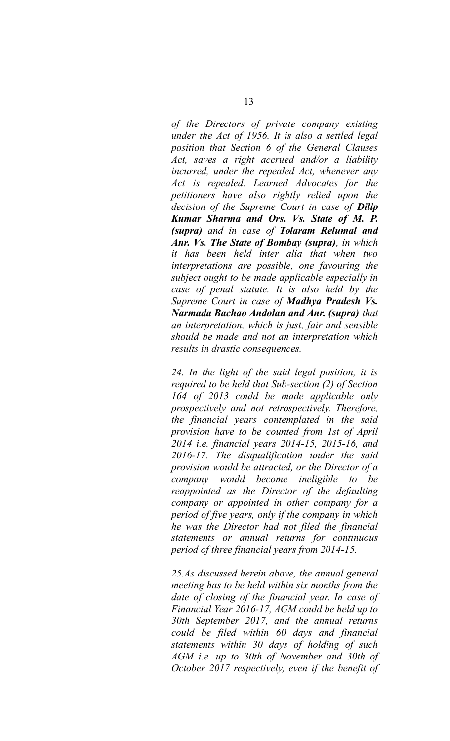*of the Directors of private company existing under the Act of 1956. It is also a settled legal position that Section 6 of the General Clauses Act, saves a right accrued and/or a liability incurred, under the repealed Act, whenever any Act is repealed. Learned Advocates for the petitioners have also rightly relied upon the decision of the Supreme Court in case of **Dilip Kumar Sharma and Ors. Vs. State of M. P. (supra)** and in case of **Tolaram Relumal and Anr. Vs. The State of Bombay (supra)**, in which it has been held inter alia that when two interpretations are possible, one favouring the subject ought to be made applicable especially in case of penal statute. It is also held by the Supreme Court in case of **Madhya Pradesh Vs. Narmada Bachao Andolan and Anr. (supra)** that an interpretation, which is just, fair and sensible should be made and not an interpretation which results in drastic consequences.*

*24. In the light of the said legal position, it is required to be held that Sub-section (2) of Section 164 of 2013 could be made applicable only prospectively and not retrospectively. Therefore, the financial years contemplated in the said provision have to be counted from 1st of April 2014 i.e. financial years 2014-15, 2015-16, and 2016-17. The disqualification under the said provision would be attracted, or the Director of a company would become ineligible to be reappointed as the Director of the defaulting company or appointed in other company for a period of five years, only if the company in which he was the Director had not filed the financial statements or annual returns for continuous period of three financial years from 2014-15.*

*25.As discussed herein above, the annual general meeting has to be held within six months from the date of closing of the financial year. In case of Financial Year 2016-17, AGM could be held up to 30th September 2017, and the annual returns could be filed within 60 days and financial statements within 30 days of holding of such AGM i.e. up to 30th of November and 30th of October 2017 respectively, even if the benefit of*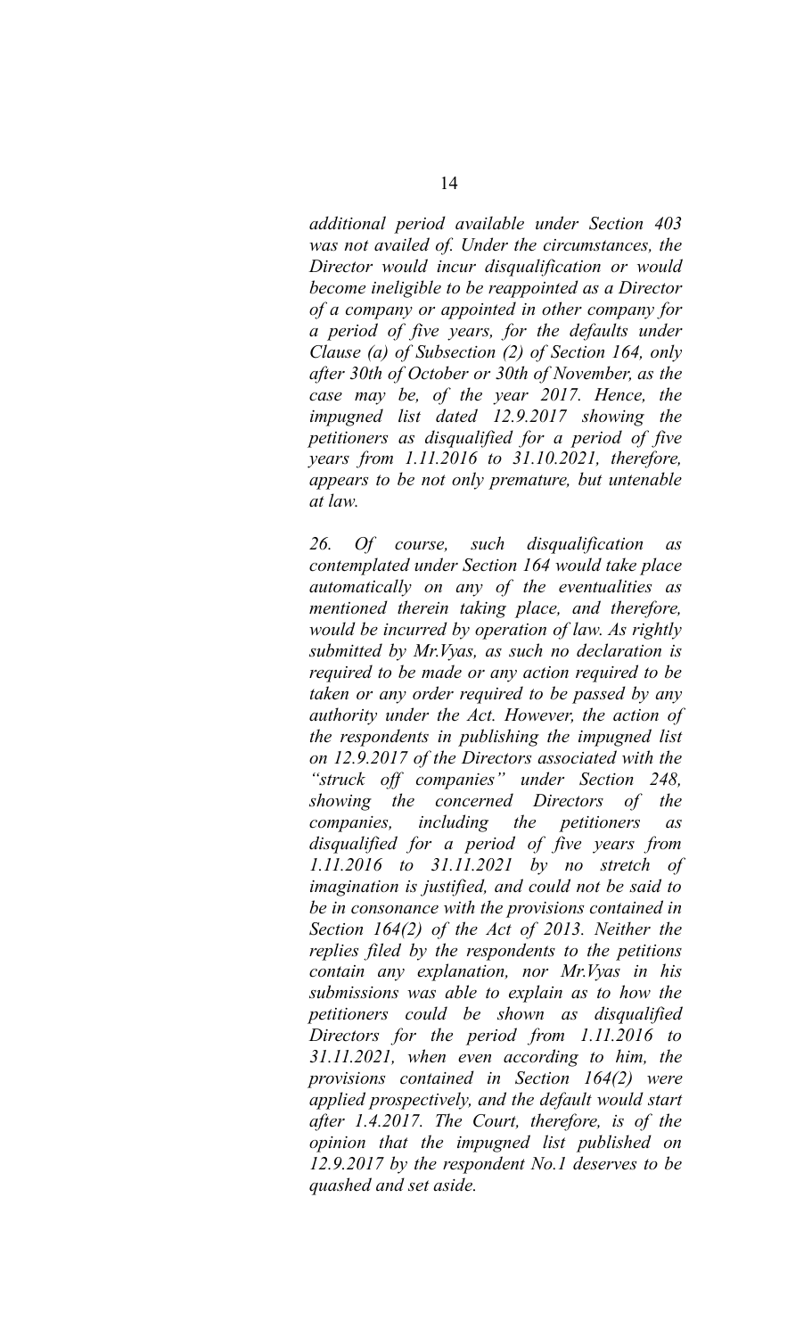*additional period available under Section 403 was not availed of. Under the circumstances, the Director would incur disqualification or would become ineligible to be reappointed as a Director of a company or appointed in other company for a period of five years, for the defaults under Clause (a) of Subsection (2) of Section 164, only after 30th of October or 30th of November, as the case may be, of the year 2017. Hence, the impugned list dated 12.9.2017 showing the petitioners as disqualified for a period of five years from 1.11.2016 to 31.10.2021, therefore, appears to be not only premature, but untenable at law.*

*26. Of course, such disqualification as contemplated under Section 164 would take place automatically on any of the eventualities as mentioned therein taking place, and therefore, would be incurred by operation of law. As rightly submitted by Mr.Vyas, as such no declaration is required to be made or any action required to be taken or any order required to be passed by any authority under the Act. However, the action of the respondents in publishing the impugned list on 12.9.2017 of the Directors associated with the "struck off companies" under Section 248, showing the concerned Directors of the companies, including the petitioners as disqualified for a period of five years from 1.11.2016 to 31.11.2021 by no stretch of imagination is justified, and could not be said to be in consonance with the provisions contained in Section 164(2) of the Act of 2013. Neither the replies filed by the respondents to the petitions contain any explanation, nor Mr.Vyas in his submissions was able to explain as to how the petitioners could be shown as disqualified Directors for the period from 1.11.2016 to 31.11.2021, when even according to him, the provisions contained in Section 164(2) were applied prospectively, and the default would start after 1.4.2017. The Court, therefore, is of the opinion that the impugned list published on 12.9.2017 by the respondent No.1 deserves to be quashed and set aside.*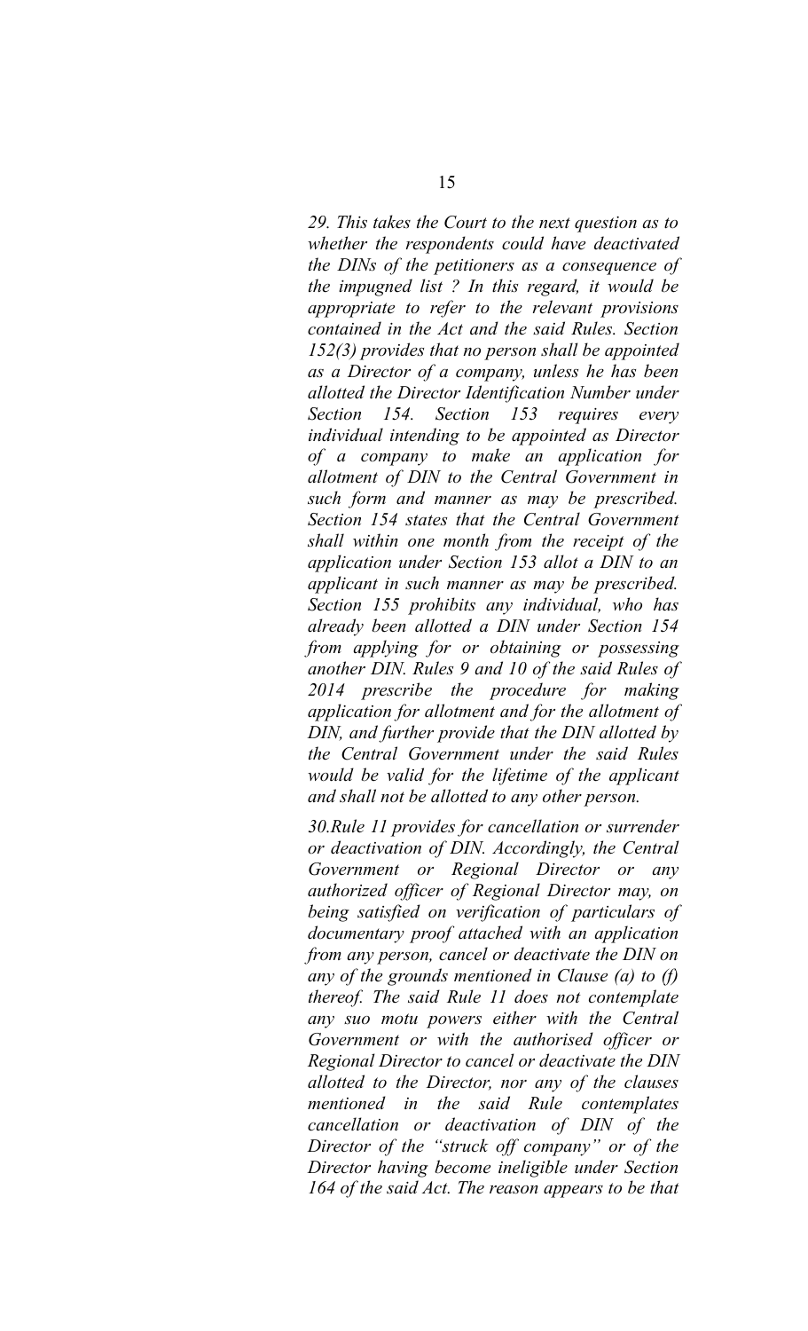*29. This takes the Court to the next question as to whether the respondents could have deactivated the DINs of the petitioners as a consequence of the impugned list ? In this regard, it would be appropriate to refer to the relevant provisions contained in the Act and the said Rules. Section 152(3) provides that no person shall be appointed as a Director of a company, unless he has been allotted the Director Identification Number under Section 154. Section 153 requires every individual intending to be appointed as Director of a company to make an application for allotment of DIN to the Central Government in such form and manner as may be prescribed. Section 154 states that the Central Government shall within one month from the receipt of the application under Section 153 allot a DIN to an applicant in such manner as may be prescribed. Section 155 prohibits any individual, who has already been allotted a DIN under Section 154 from applying for or obtaining or possessing another DIN. Rules 9 and 10 of the said Rules of 2014 prescribe the procedure for making application for allotment and for the allotment of DIN, and further provide that the DIN allotted by the Central Government under the said Rules would be valid for the lifetime of the applicant and shall not be allotted to any other person.*

*30.Rule 11 provides for cancellation or surrender or deactivation of DIN. Accordingly, the Central Government or Regional Director or any authorized officer of Regional Director may, on being satisfied on verification of particulars of documentary proof attached with an application from any person, cancel or deactivate the DIN on any of the grounds mentioned in Clause (a) to (f) thereof. The said Rule 11 does not contemplate any suo motu powers either with the Central Government or with the authorised officer or Regional Director to cancel or deactivate the DIN allotted to the Director, nor any of the clauses mentioned in the said Rule contemplates cancellation or deactivation of DIN of the Director of the "struck off company" or of the Director having become ineligible under Section 164 of the said Act. The reason appears to be that*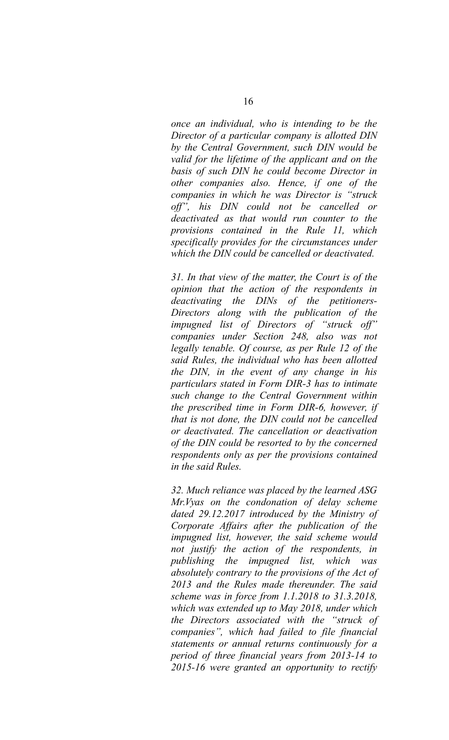*once an individual, who is intending to be the Director of a particular company is allotted DIN by the Central Government, such DIN would be valid for the lifetime of the applicant and on the basis of such DIN he could become Director in other companies also. Hence, if one of the companies in which he was Director is "struck off", his DIN could not be cancelled or deactivated as that would run counter to the provisions contained in the Rule 11, which specifically provides for the circumstances under which the DIN could be cancelled or deactivated.*

*31. In that view of the matter, the Court is of the opinion that the action of the respondents in deactivating the DINs of the petitioners-Directors along with the publication of the impugned list of Directors of "struck off" companies under Section 248, also was not legally tenable. Of course, as per Rule 12 of the said Rules, the individual who has been allotted the DIN, in the event of any change in his particulars stated in Form DIR-3 has to intimate such change to the Central Government within the prescribed time in Form DIR-6, however, if that is not done, the DIN could not be cancelled or deactivated. The cancellation or deactivation of the DIN could be resorted to by the concerned respondents only as per the provisions contained in the said Rules.*

*32. Much reliance was placed by the learned ASG Mr.Vyas on the condonation of delay scheme dated 29.12.2017 introduced by the Ministry of Corporate Affairs after the publication of the impugned list, however, the said scheme would not justify the action of the respondents, in publishing the impugned list, which was absolutely contrary to the provisions of the Act of 2013 and the Rules made thereunder. The said scheme was in force from 1.1.2018 to 31.3.2018, which was extended up to May 2018, under which the Directors associated with the "struck of companies", which had failed to file financial statements or annual returns continuously for a period of three financial years from 2013-14 to 2015-16 were granted an opportunity to rectify*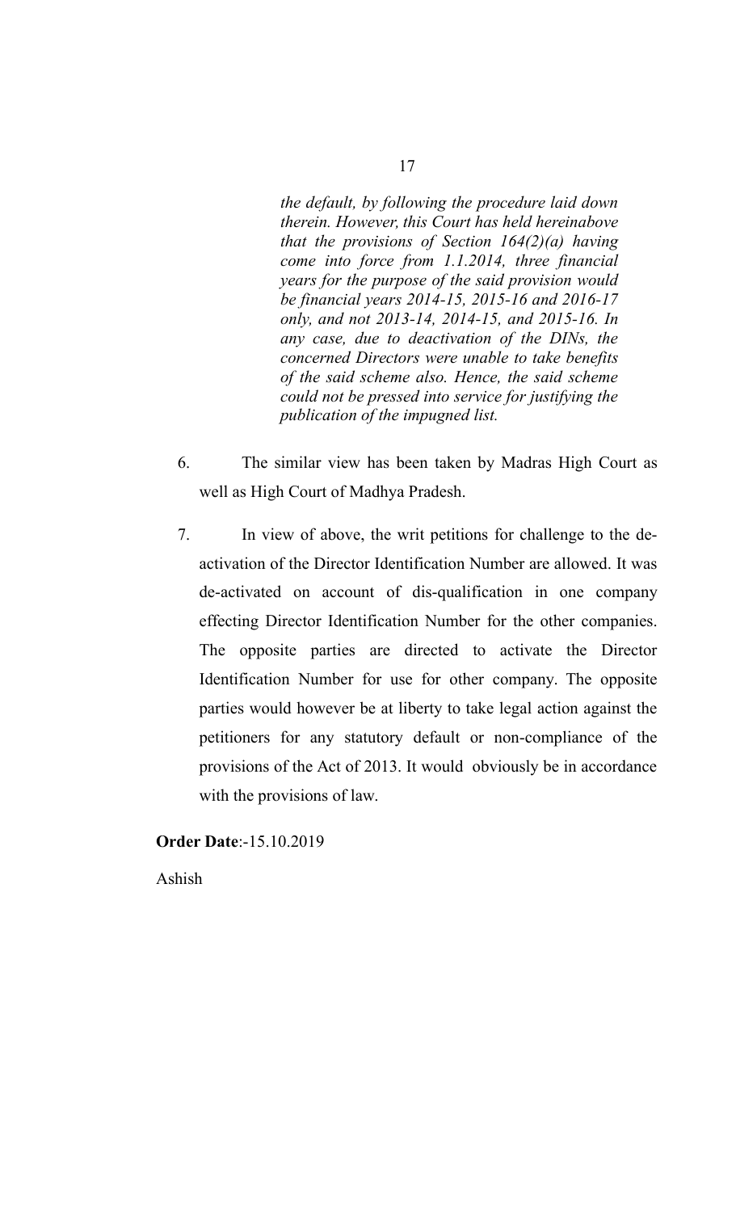*the default, by following the procedure laid down therein. However, this Court has held hereinabove that the provisions of Section 164(2)(a) having come into force from 1.1.2014, three financial years for the purpose of the said provision would be financial years 2014-15, 2015-16 and 2016-17 only, and not 2013-14, 2014-15, and 2015-16. In any case, due to deactivation of the DINs, the concerned Directors were unable to take benefits of the said scheme also. Hence, the said scheme could not be pressed into service for justifying the publication of the impugned list.*

6. The similar view has been taken by Madras High Court as well as High Court of Madhya Pradesh.

7. In view of above, the writ petitions for challenge to the de-activation of the Director Identification Number are allowed. It was de-activated on account of dis-qualification in one company effecting Director Identification Number for the other companies. The opposite parties are directed to activate the Director Identification Number for use for other company. The opposite parties would however be at liberty to take legal action against the petitioners for any statutory default or non-compliance of the provisions of the Act of 2013. It would obviously be in accordance with the provisions of law.

**Order Date**:-15.10.2019

Ashish